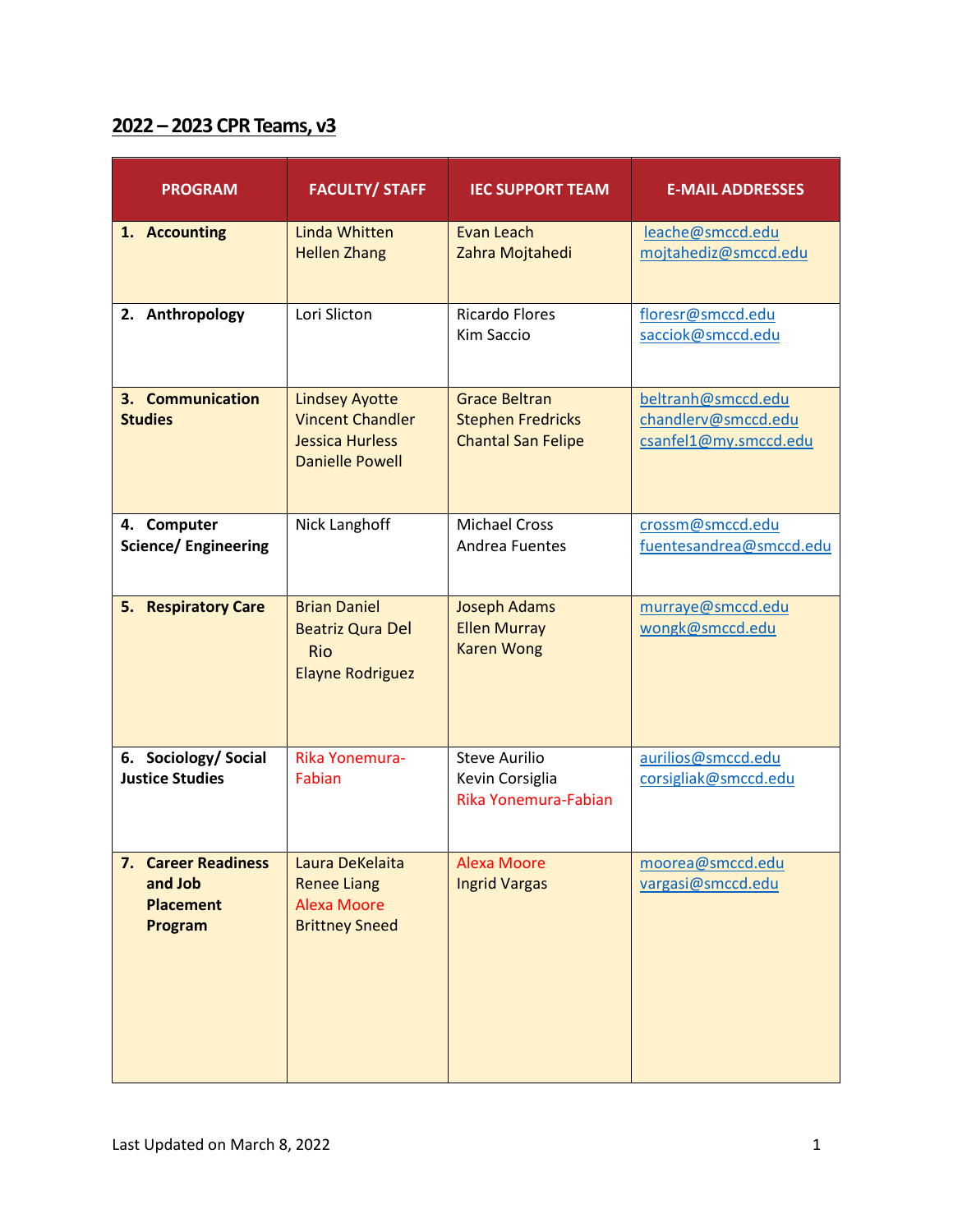## 2022 – 2023 CPR Teams, v3

| PROGRAM | FACULTY/ STAFF | IEC SUPPORT TEAM | E-MAIL ADDRESSES |
|---|---|---|---|
| **1. Accounting** | Linda Whitten<br>Hellen Zhang | Evan Leach<br>Zahra Mojtahedi | leache@smccd.edu<br>mojtahediz@smccd.edu |
| **2. Anthropology** | Lori Slicton | Ricardo Flores<br>Kim Saccio | floresr@smccd.edu<br>sacciok@smccd.edu |
| **3. Communication Studies** | Lindsey Ayotte<br>Vincent Chandler<br>Jessica Hurless<br>Danielle Powell | Grace Beltran<br>Stephen Fredricks<br>Chantal San Felipe | beltranh@smccd.edu<br>chandlerv@smccd.edu<br>csanfel1@my.smccd.edu |
| **4. Computer Science/ Engineering** | Nick Langhoff | Michael Cross<br>Andrea Fuentes | crossm@smccd.edu<br>fuentesandrea@smccd.edu |
| **5. Respiratory Care** | Brian Daniel<br>Beatriz Qura Del Rio<br>Elayne Rodriguez | Joseph Adams<br>Ellen Murray<br>Karen Wong | murraye@smccd.edu<br>wongk@smccd.edu |
| **6. Sociology/ Social Justice Studies** | Rika Yonemura-Fabian | Steve Aurilio<br>Kevin Corsiglia<br>Rika Yonemura-Fabian | aurilios@smccd.edu<br>corsigliak@smccd.edu |
| **7. Career Readiness and Job Placement Program** | Laura DeKelaita<br>Renee Liang<br>Alexa Moore<br>Brittney Sneed | Alexa Moore<br>Ingrid Vargas | moorea@smccd.edu<br>vargasi@smccd.edu |

Last Updated on March 8, 2022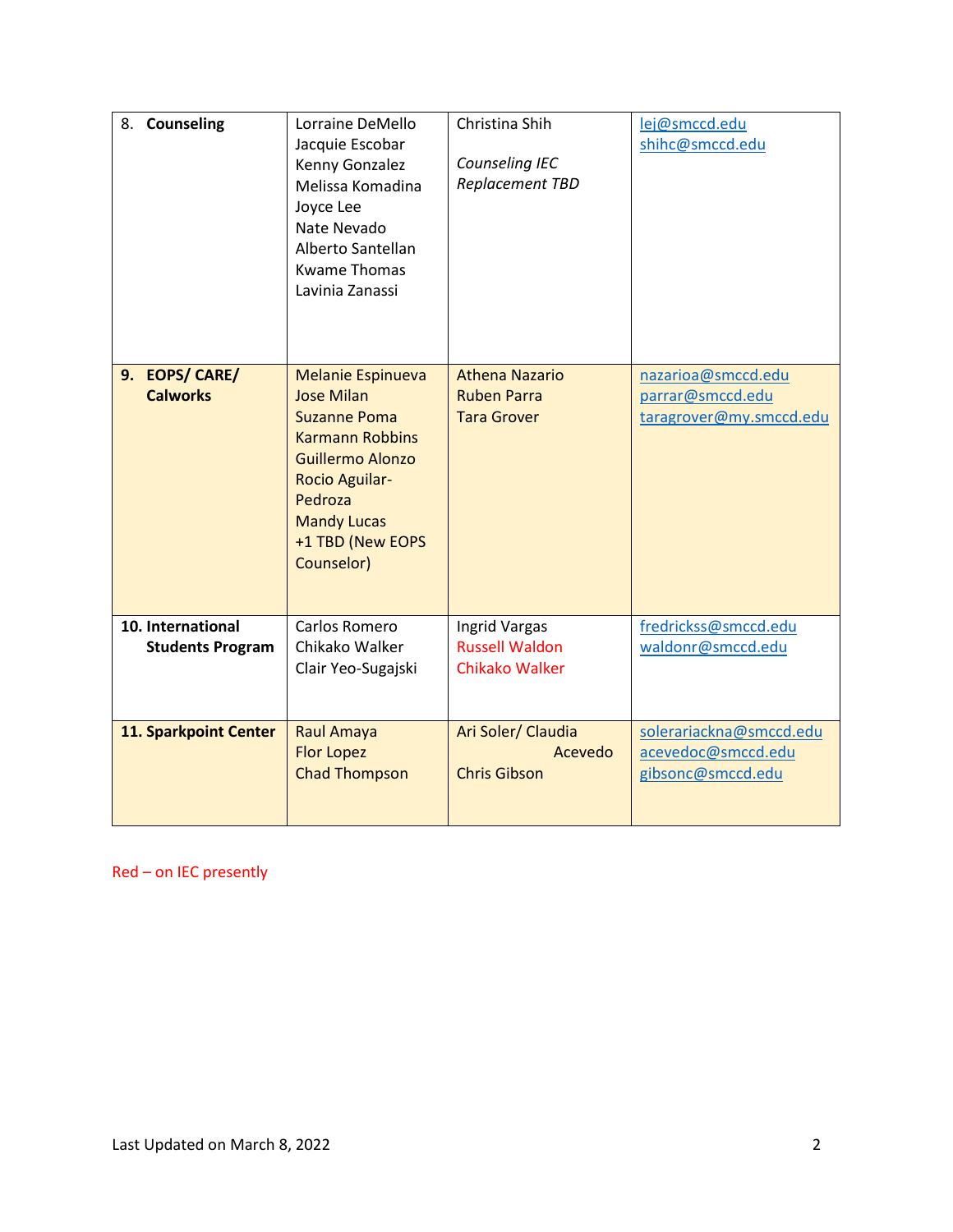| | | | |
|---|---|---|---|
| 8. **Counseling** | Lorraine DeMello<br>Jacquie Escobar<br>Kenny Gonzalez<br>Melissa Komadina<br>Joyce Lee<br>Nate Nevado<br>Alberto Santellan<br>Kwame Thomas<br>Lavinia Zanassi | Christina Shih<br><br>*Counseling IEC Replacement TBD* | lej@smccd.edu<br>shihc@smccd.edu |
| 9. **EOPS/ CARE/ Calworks** | Melanie Espinueva<br>Jose Milan<br>Suzanne Poma<br>Karmann Robbins<br>Guillermo Alonzo<br>Rocio Aguilar-Pedroza<br>Mandy Lucas<br>+1 TBD (New EOPS Counselor) | Athena Nazario<br>Ruben Parra<br>Tara Grover | nazarioa@smccd.edu<br>parrar@smccd.edu<br>taragrover@my.smccd.edu |
| 10. **International Students Program** | Carlos Romero<br>Chikako Walker<br>Clair Yeo-Sugajski | Ingrid Vargas<br>Russell Waldon<br>Chikako Walker | fredrickss@smccd.edu<br>waldonr@smccd.edu |
| 11. **Sparkpoint Center** | Raul Amaya<br>Flor Lopez<br>Chad Thompson | Ari Soler/ Claudia Acevedo<br>Chris Gibson | solerariackna@smccd.edu<br>acevedoc@smccd.edu<br>gibsonc@smccd.edu |

Red – on IEC presently

Last Updated on March 8, 2022